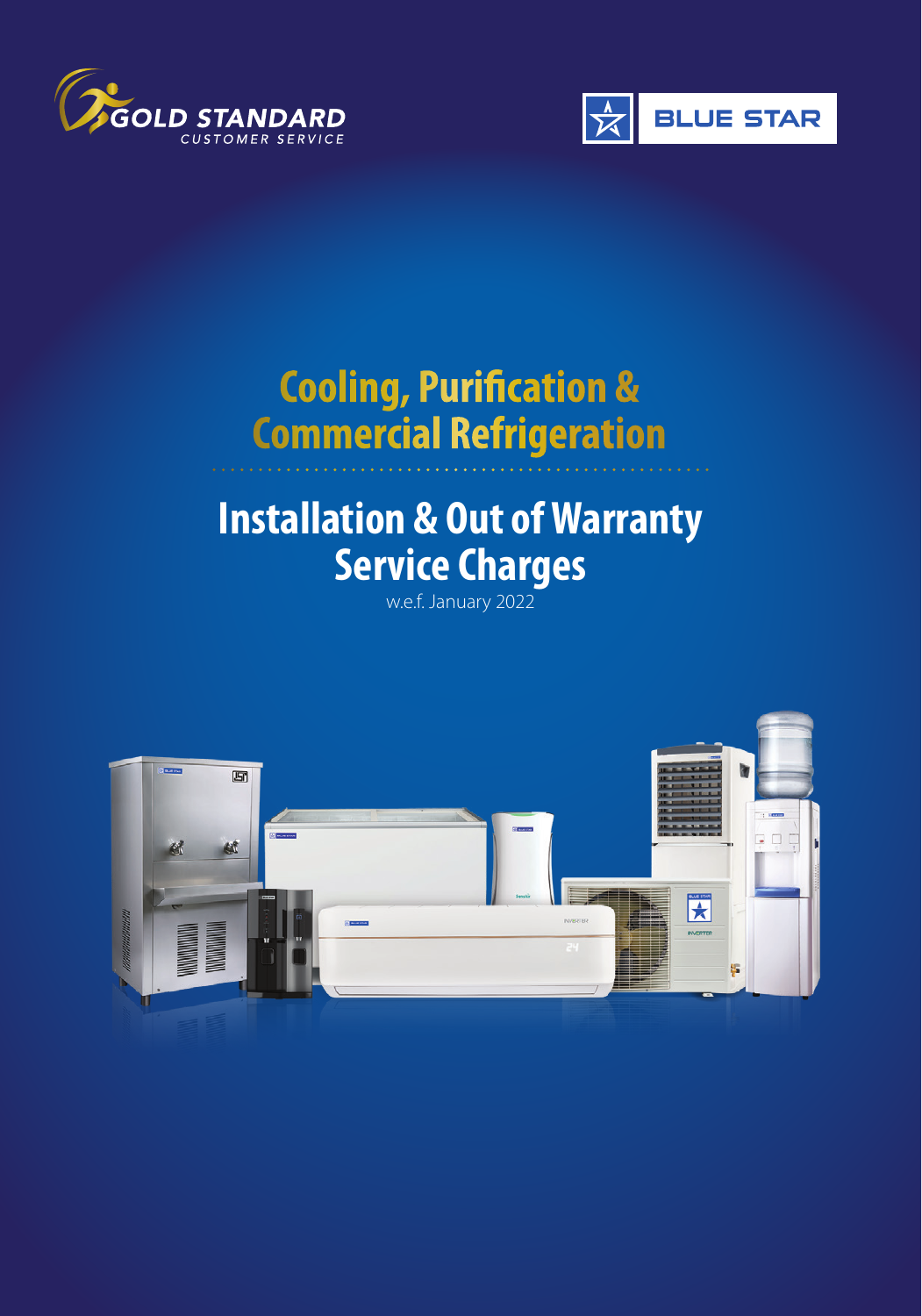GOLD STANDARD
CUSTOMER SERVICE

BLUE STAR

# Cooling, Purification & Commercial Refrigeration

# Installation & Out of Warranty Service Charges

w.e.f. January 2022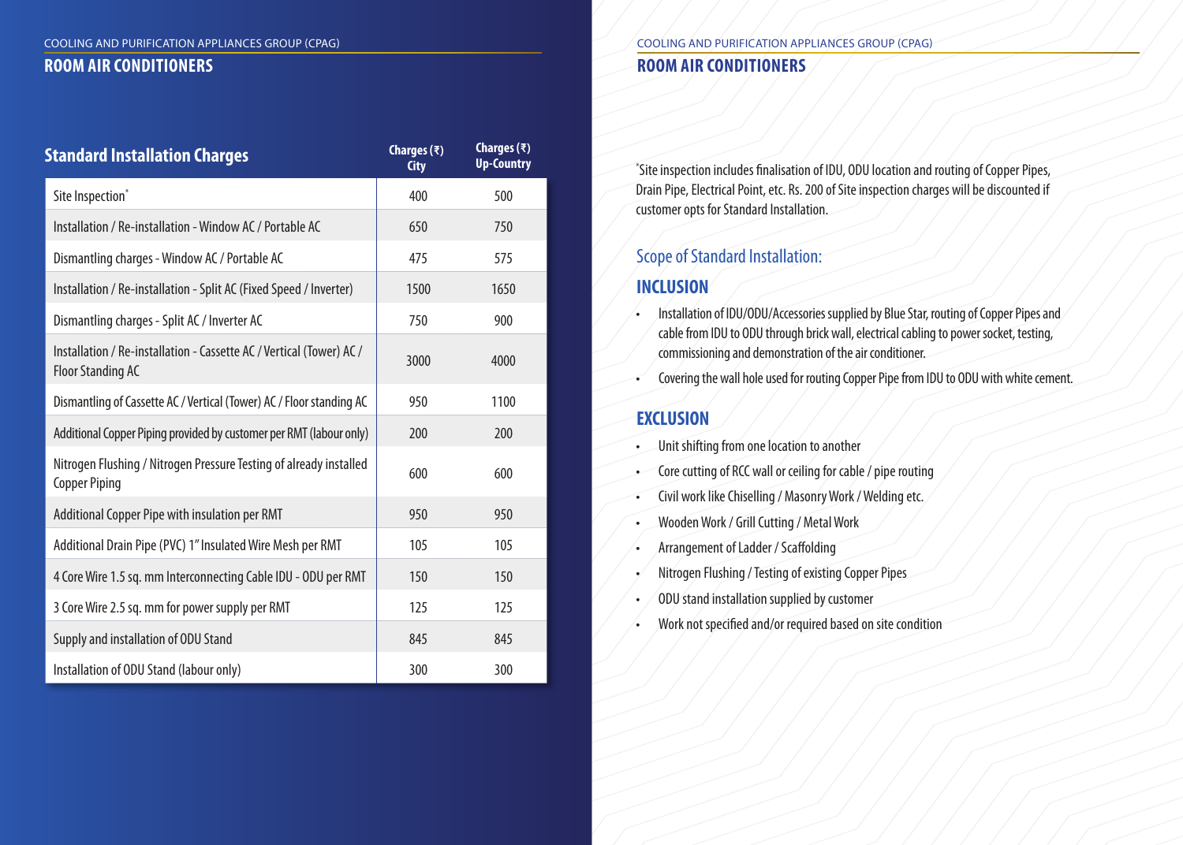## ROOM AIR CONDITIONERS

| Standard Installation Charges | Charges (₹) City | Charges (₹) Up-Country |
|---|---|---|
| Site Inspection* | 400 | 500 |
| Installation / Re-installation - Window AC / Portable AC | 650 | 750 |
| Dismantling charges - Window AC / Portable AC | 475 | 575 |
| Installation / Re-installation - Split AC (Fixed Speed / Inverter) | 1500 | 1650 |
| Dismantling charges - Split AC / Inverter AC | 750 | 900 |
| Installation / Re-installation - Cassette AC / Vertical (Tower) AC / Floor Standing AC | 3000 | 4000 |
| Dismantling of Cassette AC / Vertical (Tower) AC / Floor standing AC | 950 | 1100 |
| Additional Copper Piping provided by customer per RMT (labour only) | 200 | 200 |
| Nitrogen Flushing / Nitrogen Pressure Testing of already installed Copper Piping | 600 | 600 |
| Additional Copper Pipe with insulation per RMT | 950 | 950 |
| Additional Drain Pipe (PVC) 1" Insulated Wire Mesh per RMT | 105 | 105 |
| 4 Core Wire 1.5 sq. mm Interconnecting Cable IDU - ODU per RMT | 150 | 150 |
| 3 Core Wire 2.5 sq. mm for power supply per RMT | 125 | 125 |
| Supply and installation of ODU Stand | 845 | 845 |
| Installation of ODU Stand (labour only) | 300 | 300 |

*Site inspection includes finalisation of IDU, ODU location and routing of Copper Pipes, Drain Pipe, Electrical Point, etc. Rs. 200 of Site inspection charges will be discounted if customer opts for Standard Installation.

### Scope of Standard Installation:

#### INCLUSION

- Installation of IDU/ODU/Accessories supplied by Blue Star, routing of Copper Pipes and cable from IDU to ODU through brick wall, electrical cabling to power socket, testing, commissioning and demonstration of the air conditioner.
- Covering the wall hole used for routing Copper Pipe from IDU to ODU with white cement.

#### EXCLUSION

- Unit shifting from one location to another
- Core cutting of RCC wall or ceiling for cable / pipe routing
- Civil work like Chiselling / Masonry Work / Welding etc.
- Wooden Work / Grill Cutting / Metal Work
- Arrangement of Ladder / Scaffolding
- Nitrogen Flushing / Testing of existing Copper Pipes
- ODU stand installation supplied by customer
- Work not specified and/or required based on site condition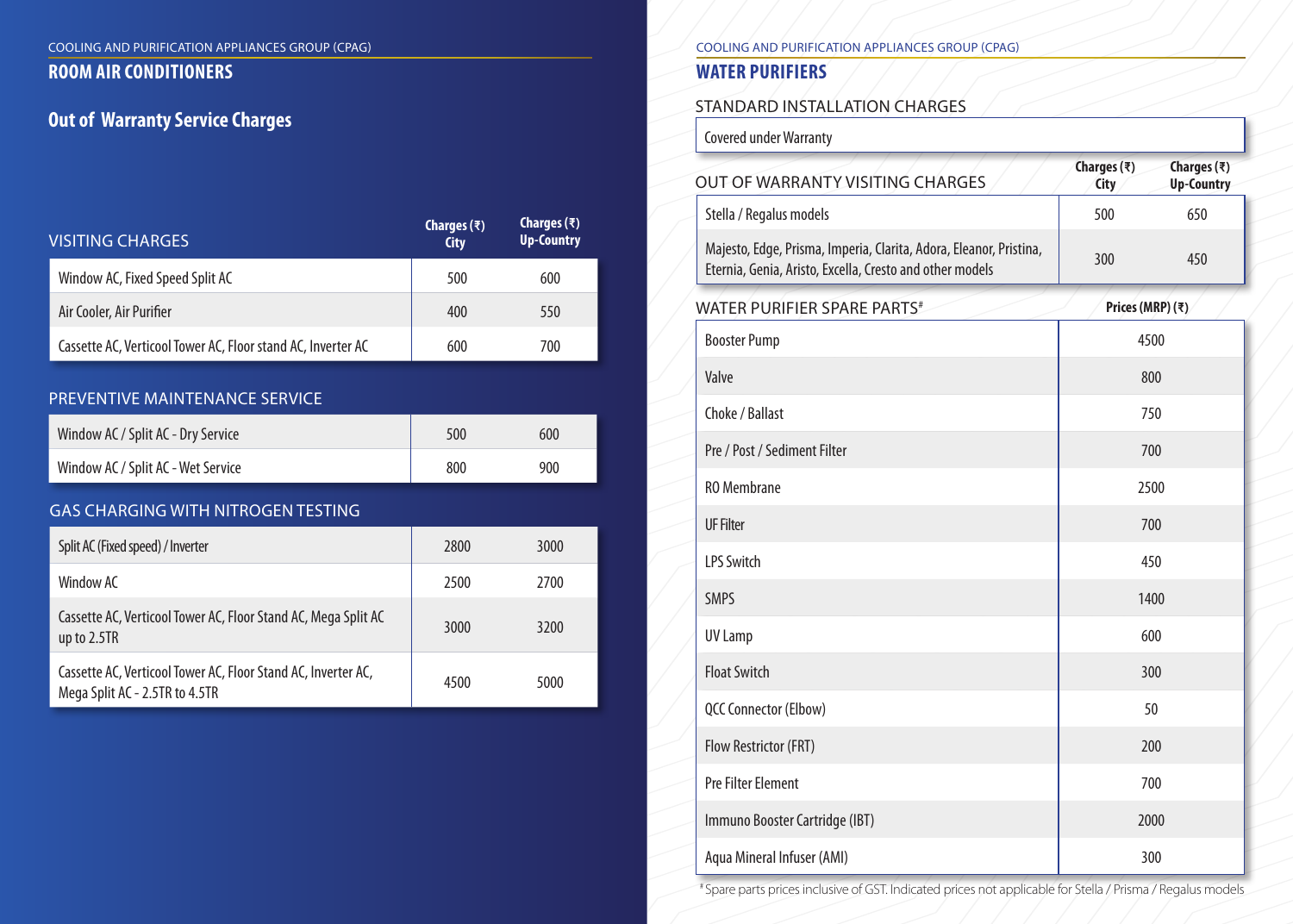COOLING AND PURIFICATION APPLIANCES GROUP (CPAG)

## ROOM AIR CONDITIONERS

### Out of Warranty Service Charges

| VISITING CHARGES | Charges (₹) City | Charges (₹) Up-Country |
|---|---|---|
| Window AC, Fixed Speed Split AC | 500 | 600 |
| Air Cooler, Air Purifier | 400 | 550 |
| Cassette AC, Verticool Tower AC, Floor stand AC, Inverter AC | 600 | 700 |

| PREVENTIVE MAINTENANCE SERVICE | Charges (₹) City | Charges (₹) Up-Country |
|---|---|---|
| Window AC / Split AC - Dry Service | 500 | 600 |
| Window AC / Split AC - Wet Service | 800 | 900 |

| GAS CHARGING WITH NITROGEN TESTING | Charges (₹) City | Charges (₹) Up-Country |
|---|---|---|
| Split AC (Fixed speed) / Inverter | 2800 | 3000 |
| Window AC | 2500 | 2700 |
| Cassette AC, Verticool Tower AC, Floor Stand AC, Mega Split AC up to 2.5TR | 3000 | 3200 |
| Cassette AC, Verticool Tower AC, Floor Stand AC, Inverter AC, Mega Split AC - 2.5TR to 4.5TR | 4500 | 5000 |

COOLING AND PURIFICATION APPLIANCES GROUP (CPAG)

## WATER PURIFIERS

### STANDARD INSTALLATION CHARGES

Covered under Warranty

| OUT OF WARRANTY VISITING CHARGES | Charges (₹) City | Charges (₹) Up-Country |
|---|---|---|
| Stella / Regalus models | 500 | 650 |
| Majesto, Edge, Prisma, Imperia, Clarita, Adora, Eleanor, Pristina, Eternia, Genia, Aristo, Excella, Cresto and other models | 300 | 450 |

| WATER PURIFIER SPARE PARTS[#] | Prices (MRP) (₹) |
|---|---|
| Booster Pump | 4500 |
| Valve | 800 |
| Choke / Ballast | 750 |
| Pre / Post / Sediment Filter | 700 |
| RO Membrane | 2500 |
| UF Filter | 700 |
| LPS Switch | 450 |
| SMPS | 1400 |
| UV Lamp | 600 |
| Float Switch | 300 |
| QCC Connector (Elbow) | 50 |
| Flow Restrictor (FRT) | 200 |
| Pre Filter Element | 700 |
| Immuno Booster Cartridge (IBT) | 2000 |
| Aqua Mineral Infuser (AMI) | 300 |

[#] Spare parts prices inclusive of GST. Indicated prices not applicable for Stella / Prisma / Regalus models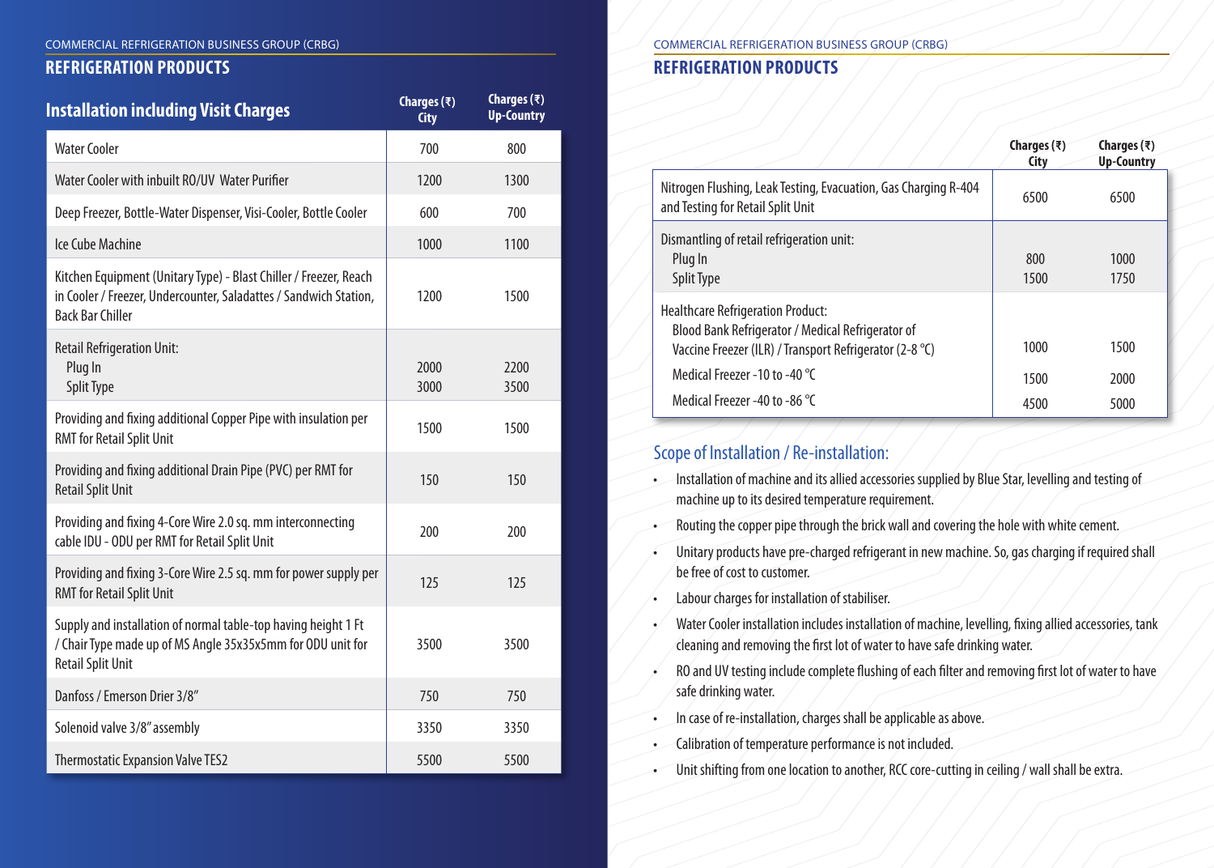COMMERCIAL REFRIGERATION BUSINESS GROUP (CRBG)

## REFRIGERATION PRODUCTS

### Installation including Visit Charges

| Installation including Visit Charges | Charges (₹) City | Charges (₹) Up-Country |
|---|---|---|
| Water Cooler | 700 | 800 |
| Water Cooler with inbuilt RO/UV Water Purifier | 1200 | 1300 |
| Deep Freezer, Bottle-Water Dispenser, Visi-Cooler, Bottle Cooler | 600 | 700 |
| Ice Cube Machine | 1000 | 1100 |
| Kitchen Equipment (Unitary Type) - Blast Chiller / Freezer, Reach in Cooler / Freezer, Undercounter, Saladattes / Sandwich Station, Back Bar Chiller | 1200 | 1500 |
| Retail Refrigeration Unit: | | |
| Plug In | 2000 | 2200 |
| Split Type | 3000 | 3500 |
| Providing and fixing additional Copper Pipe with insulation per RMT for Retail Split Unit | 1500 | 1500 |
| Providing and fixing additional Drain Pipe (PVC) per RMT for Retail Split Unit | 150 | 150 |
| Providing and fixing 4-Core Wire 2.0 sq. mm interconnecting cable IDU - ODU per RMT for Retail Split Unit | 200 | 200 |
| Providing and fixing 3-Core Wire 2.5 sq. mm for power supply per RMT for Retail Split Unit | 125 | 125 |
| Supply and installation of normal table-top having height 1 Ft / Chair Type made up of MS Angle 35x35x5mm for ODU unit for Retail Split Unit | 3500 | 3500 |
| Danfoss / Emerson Drier 3/8" | 750 | 750 |
| Solenoid valve 3/8" assembly | 3350 | 3350 |
| Thermostatic Expansion Valve TES2 | 5500 | 5500 |

COMMERCIAL REFRIGERATION BUSINESS GROUP (CRBG)

## REFRIGERATION PRODUCTS

| | Charges (₹) City | Charges (₹) Up-Country |
|---|---|---|
| Nitrogen Flushing, Leak Testing, Evacuation, Gas Charging R-404 and Testing for Retail Split Unit | 6500 | 6500 |
| Dismantling of retail refrigeration unit: | | |
| Plug In | 800 | 1000 |
| Split Type | 1500 | 1750 |
| Healthcare Refrigeration Product: | | |
| Blood Bank Refrigerator / Medical Refrigerator of Vaccine Freezer (ILR) / Transport Refrigerator (2-8 °C) | 1000 | 1500 |
| Medical Freezer -10 to -40 °C | 1500 | 2000 |
| Medical Freezer -40 to -86 °C | 4500 | 5000 |

### Scope of Installation / Re-installation:

- Installation of machine and its allied accessories supplied by Blue Star, levelling and testing of machine up to its desired temperature requirement.
- Routing the copper pipe through the brick wall and covering the hole with white cement.
- Unitary products have pre-charged refrigerant in new machine. So, gas charging if required shall be free of cost to customer.
- Labour charges for installation of stabiliser.
- Water Cooler installation includes installation of machine, levelling, fixing allied accessories, tank cleaning and removing the first lot of water to have safe drinking water.
- RO and UV testing include complete flushing of each filter and removing first lot of water to have safe drinking water.
- In case of re-installation, charges shall be applicable as above.
- Calibration of temperature performance is not included.
- Unit shifting from one location to another, RCC core-cutting in ceiling / wall shall be extra.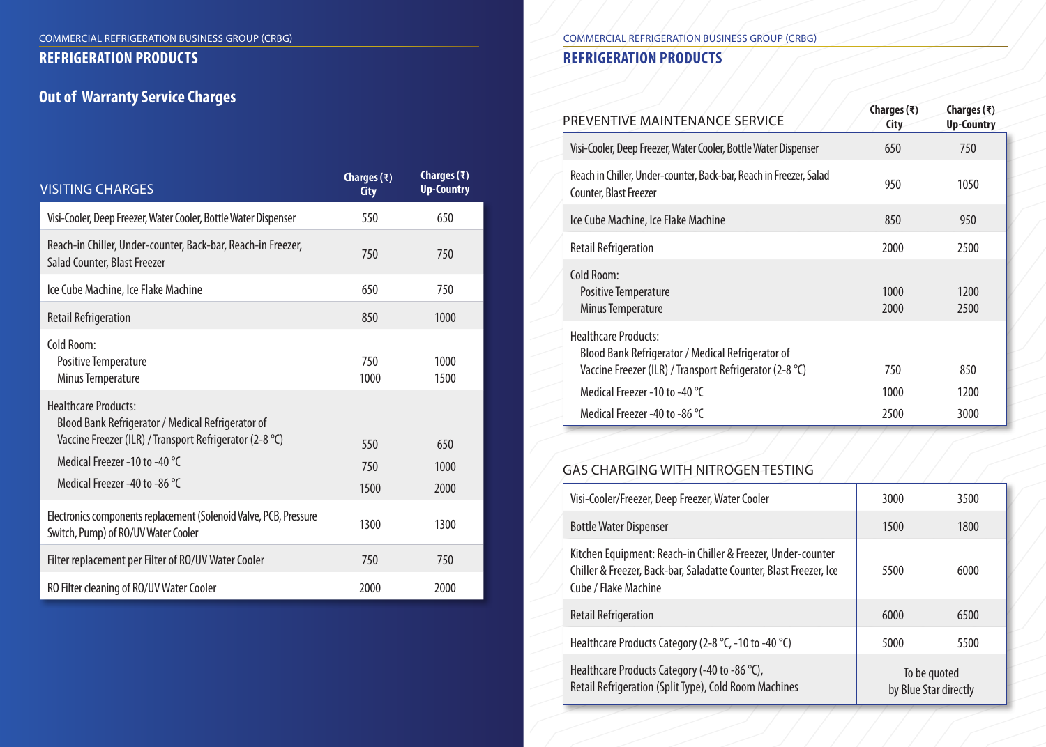COMMERCIAL REFRIGERATION BUSINESS GROUP (CRBG)

## REFRIGERATION PRODUCTS

## Out of Warranty Service Charges

| VISITING CHARGES | Charges (₹) City | Charges (₹) Up-Country |
|---|---|---|
| Visi-Cooler, Deep Freezer, Water Cooler, Bottle Water Dispenser | 550 | 650 |
| Reach-in Chiller, Under-counter, Back-bar, Reach-in Freezer, Salad Counter, Blast Freezer | 750 | 750 |
| Ice Cube Machine, Ice Flake Machine | 650 | 750 |
| Retail Refrigeration | 850 | 1000 |
| Cold Room: | | |
| Positive Temperature | 750 | 1000 |
| Minus Temperature | 1000 | 1500 |
| Healthcare Products: | | |
| Blood Bank Refrigerator / Medical Refrigerator of Vaccine Freezer (ILR) / Transport Refrigerator (2-8 °C) | 550 | 650 |
| Medical Freezer -10 to -40 °C | 750 | 1000 |
| Medical Freezer -40 to -86 °C | 1500 | 2000 |
| Electronics components replacement (Solenoid Valve, PCB, Pressure Switch, Pump) of RO/UV Water Cooler | 1300 | 1300 |
| Filter replacement per Filter of RO/UV Water Cooler | 750 | 750 |
| RO Filter cleaning of RO/UV Water Cooler | 2000 | 2000 |

COMMERCIAL REFRIGERATION BUSINESS GROUP (CRBG)

## REFRIGERATION PRODUCTS

| PREVENTIVE MAINTENANCE SERVICE | Charges (₹) City | Charges (₹) Up-Country |
|---|---|---|
| Visi-Cooler, Deep Freezer, Water Cooler, Bottle Water Dispenser | 650 | 750 |
| Reach in Chiller, Under-counter, Back-bar, Reach in Freezer, Salad Counter, Blast Freezer | 950 | 1050 |
| Ice Cube Machine, Ice Flake Machine | 850 | 950 |
| Retail Refrigeration | 2000 | 2500 |
| Cold Room: | | |
| Positive Temperature | 1000 | 1200 |
| Minus Temperature | 2000 | 2500 |
| Healthcare Products: | | |
| Blood Bank Refrigerator / Medical Refrigerator of Vaccine Freezer (ILR) / Transport Refrigerator (2-8 °C) | 750 | 850 |
| Medical Freezer -10 to -40 °C | 1000 | 1200 |
| Medical Freezer -40 to -86 °C | 2500 | 3000 |

| GAS CHARGING WITH NITROGEN TESTING | Charges (₹) City | Charges (₹) Up-Country |
|---|---|---|
| Visi-Cooler/Freezer, Deep Freezer, Water Cooler | 3000 | 3500 |
| Bottle Water Dispenser | 1500 | 1800 |
| Kitchen Equipment: Reach-in Chiller & Freezer, Under-counter Chiller & Freezer, Back-bar, Saladatte Counter, Blast Freezer, Ice Cube / Flake Machine | 5500 | 6000 |
| Retail Refrigeration | 6000 | 6500 |
| Healthcare Products Category (2-8 °C, -10 to -40 °C) | 5000 | 5500 |
| Healthcare Products Category (-40 to -86 °C), Retail Refrigeration (Split Type), Cold Room Machines | To be quoted by Blue Star directly | |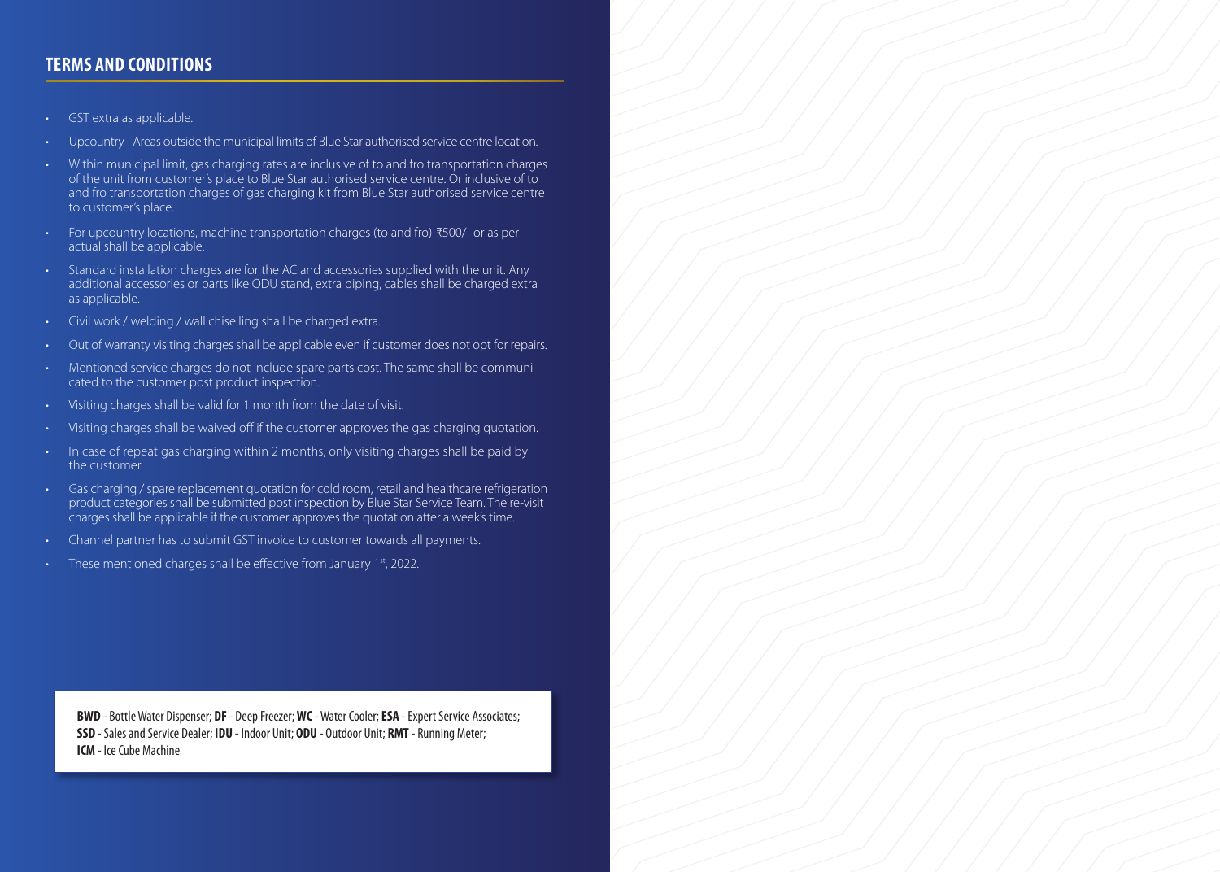## TERMS AND CONDITIONS

- GST extra as applicable.
- Upcountry - Areas outside the municipal limits of Blue Star authorised service centre location.
- Within municipal limit, gas charging rates are inclusive of to and fro transportation charges of the unit from customer's place to Blue Star authorised service centre. Or inclusive of to and fro transportation charges of gas charging kit from Blue Star authorised service centre to customer's place.
- For upcountry locations, machine transportation charges (to and fro) ₹500/- or as per actual shall be applicable.
- Standard installation charges are for the AC and accessories supplied with the unit. Any additional accessories or parts like ODU stand, extra piping, cables shall be charged extra as applicable.
- Civil work / welding / wall chiselling shall be charged extra.
- Out of warranty visiting charges shall be applicable even if customer does not opt for repairs.
- Mentioned service charges do not include spare parts cost. The same shall be communicated to the customer post product inspection.
- Visiting charges shall be valid for 1 month from the date of visit.
- Visiting charges shall be waived off if the customer approves the gas charging quotation.
- In case of repeat gas charging within 2 months, only visiting charges shall be paid by the customer.
- Gas charging / spare replacement quotation for cold room, retail and healthcare refrigeration product categories shall be submitted post inspection by Blue Star Service Team. The re-visit charges shall be applicable if the customer approves the quotation after a week's time.
- Channel partner has to submit GST invoice to customer towards all payments.
- These mentioned charges shall be effective from January 1st, 2022.

**BWD** - Bottle Water Dispenser; **DF** - Deep Freezer; **WC** - Water Cooler; **ESA** - Expert Service Associates; **SSD** - Sales and Service Dealer; **IDU** - Indoor Unit; **ODU** - Outdoor Unit; **RMT** - Running Meter; **ICM** - Ice Cube Machine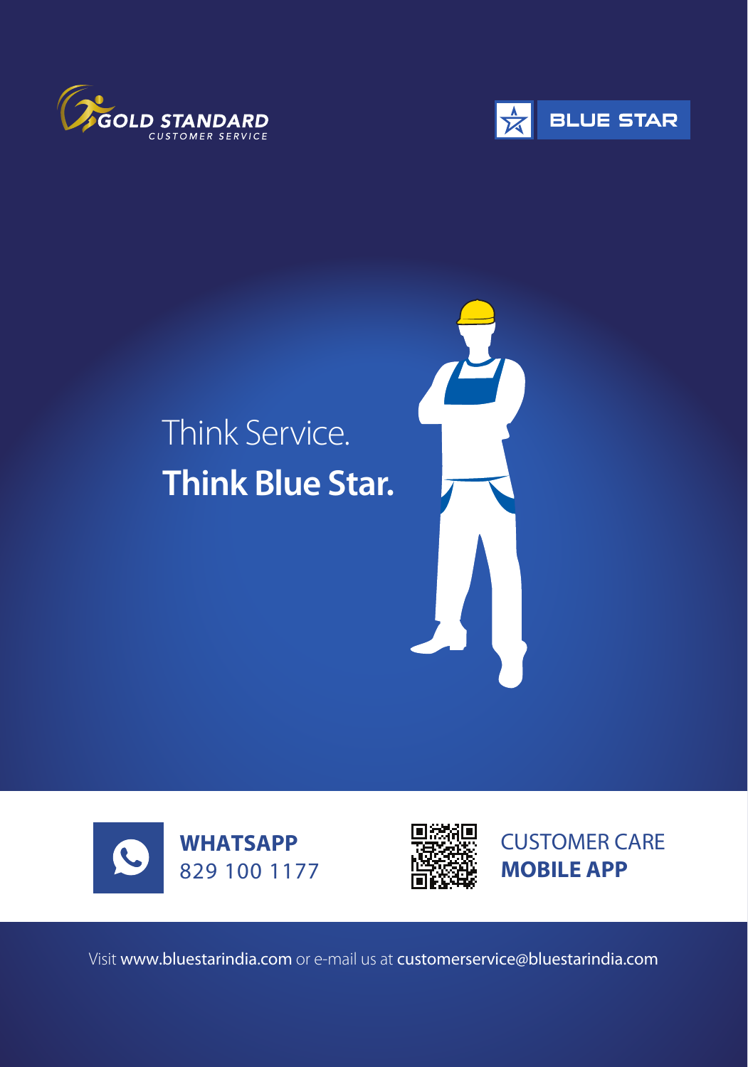GOLD STANDARD
CUSTOMER SERVICE

BLUE STAR

Think Service.
**Think Blue Star.**

**WHATSAPP**
829 100 1177

CUSTOMER CARE
**MOBILE APP**

Visit www.bluestarindia.com or e-mail us at customerservice@bluestarindia.com